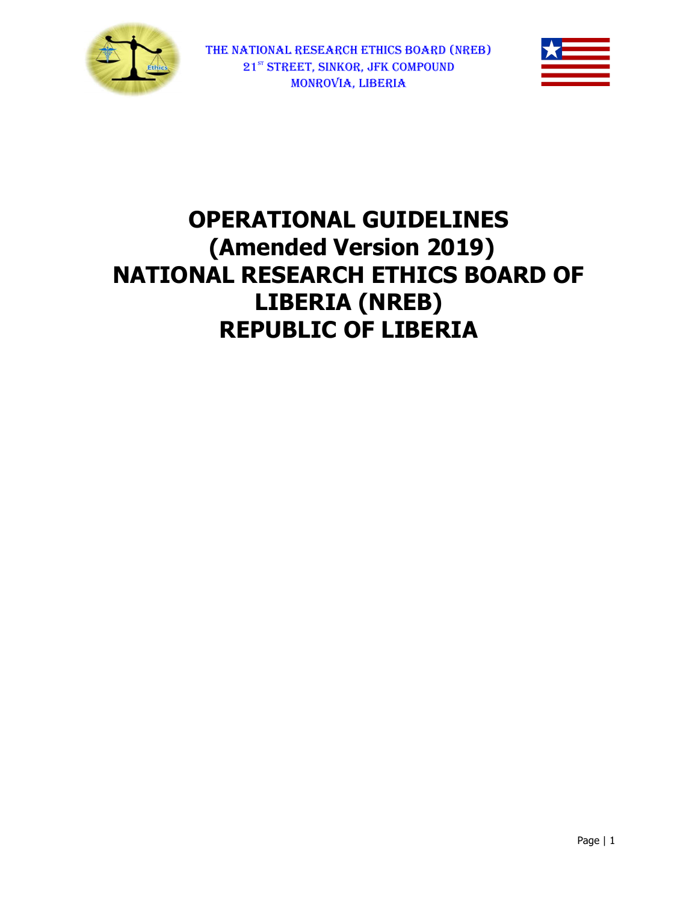THE NATIONAL RESEARCH ETHICS BOARD (NREB)
21[ST] STREET, SINKOR, JFK COMPOUND
MONROVIA, LIBERIA

# OPERATIONAL GUIDELINES
# (Amended Version 2019)
# NATIONAL RESEARCH ETHICS BOARD OF LIBERIA (NREB)
# REPUBLIC OF LIBERIA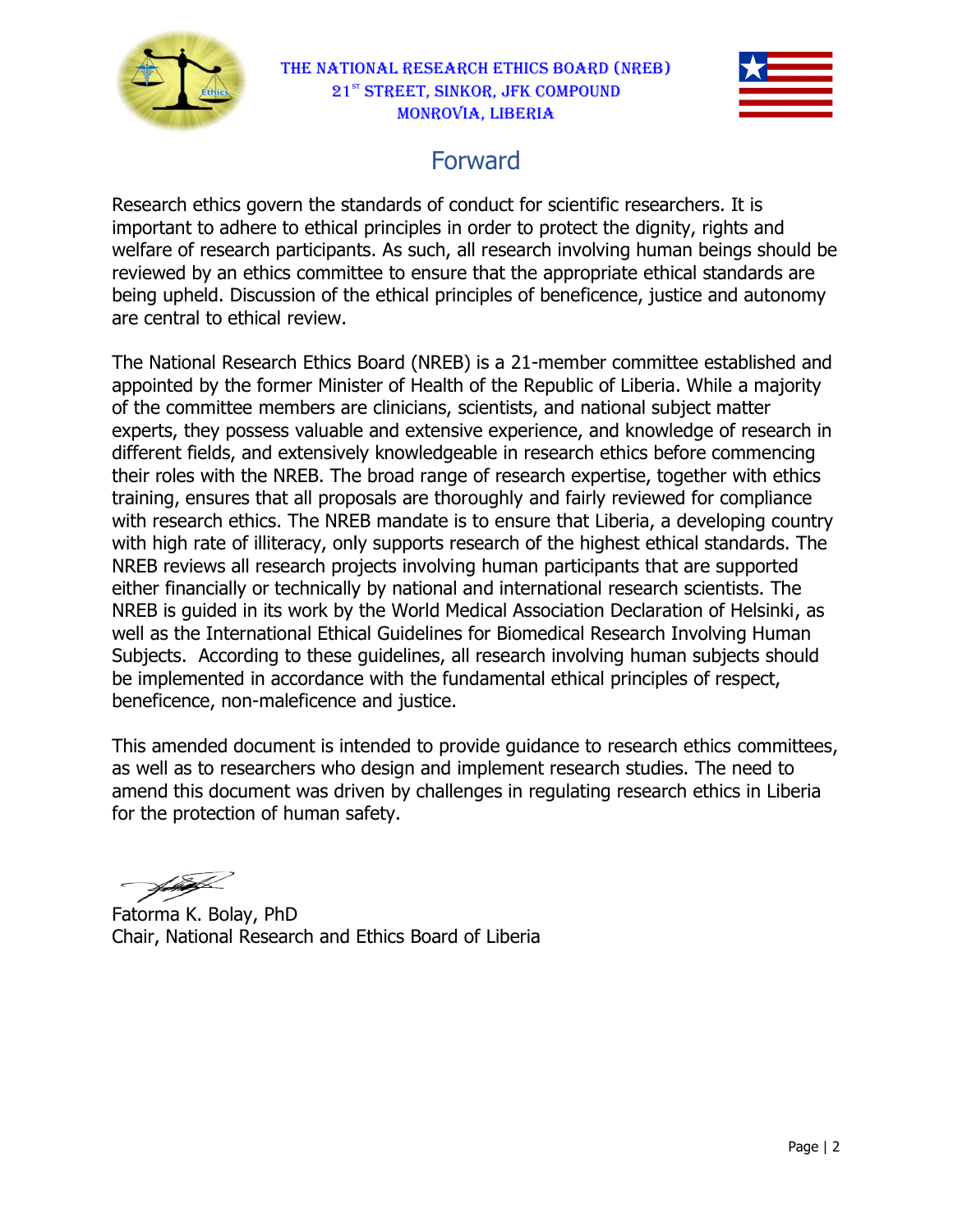THE NATIONAL RESEARCH ETHICS BOARD (NREB)
21[ST] STREET, SINKOR, JFK COMPOUND
MONROVIA, LIBERIA

# Forward

Research ethics govern the standards of conduct for scientific researchers. It is important to adhere to ethical principles in order to protect the dignity, rights and welfare of research participants. As such, all research involving human beings should be reviewed by an ethics committee to ensure that the appropriate ethical standards are being upheld. Discussion of the ethical principles of beneficence, justice and autonomy are central to ethical review.

The National Research Ethics Board (NREB) is a 21-member committee established and appointed by the former Minister of Health of the Republic of Liberia. While a majority of the committee members are clinicians, scientists, and national subject matter experts, they possess valuable and extensive experience, and knowledge of research in different fields, and extensively knowledgeable in research ethics before commencing their roles with the NREB. The broad range of research expertise, together with ethics training, ensures that all proposals are thoroughly and fairly reviewed for compliance with research ethics. The NREB mandate is to ensure that Liberia, a developing country with high rate of illiteracy, only supports research of the highest ethical standards. The NREB reviews all research projects involving human participants that are supported either financially or technically by national and international research scientists. The NREB is guided in its work by the World Medical Association Declaration of Helsinki, as well as the International Ethical Guidelines for Biomedical Research Involving Human Subjects. According to these guidelines, all research involving human subjects should be implemented in accordance with the fundamental ethical principles of respect, beneficence, non-maleficence and justice.

This amended document is intended to provide guidance to research ethics committees, as well as to researchers who design and implement research studies. The need to amend this document was driven by challenges in regulating research ethics in Liberia for the protection of human safety.

Fatorma K. Bolay, PhD
Chair, National Research and Ethics Board of Liberia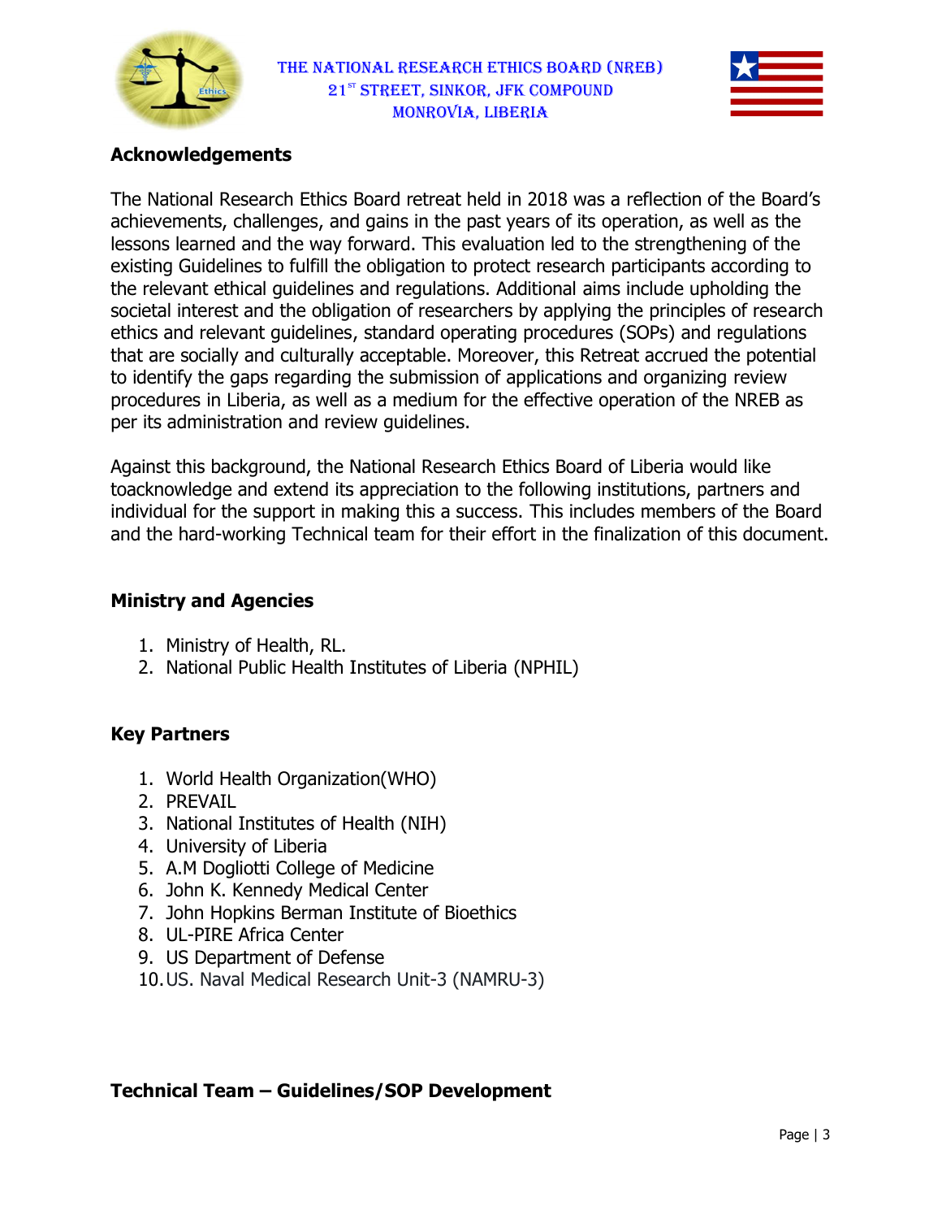## Acknowledgements

The National Research Ethics Board retreat held in 2018 was a reflection of the Board's achievements, challenges, and gains in the past years of its operation, as well as the lessons learned and the way forward. This evaluation led to the strengthening of the existing Guidelines to fulfill the obligation to protect research participants according to the relevant ethical guidelines and regulations. Additional aims include upholding the societal interest and the obligation of researchers by applying the principles of research ethics and relevant guidelines, standard operating procedures (SOPs) and regulations that are socially and culturally acceptable. Moreover, this Retreat accrued the potential to identify the gaps regarding the submission of applications and organizing review procedures in Liberia, as well as a medium for the effective operation of the NREB as per its administration and review guidelines.

Against this background, the National Research Ethics Board of Liberia would like toacknowledge and extend its appreciation to the following institutions, partners and individual for the support in making this a success. This includes members of the Board and the hard-working Technical team for their effort in the finalization of this document.

### Ministry and Agencies

1. Ministry of Health, RL.
2. National Public Health Institutes of Liberia (NPHIL)

### Key Partners

1. World Health Organization(WHO)
2. PREVAIL
3. National Institutes of Health (NIH)
4. University of Liberia
5. A.M Dogliotti College of Medicine
6. John K. Kennedy Medical Center
7. John Hopkins Berman Institute of Bioethics
8. UL-PIRE Africa Center
9. US Department of Defense
10. US. Naval Medical Research Unit-3 (NAMRU-3)

### Technical Team – Guidelines/SOP Development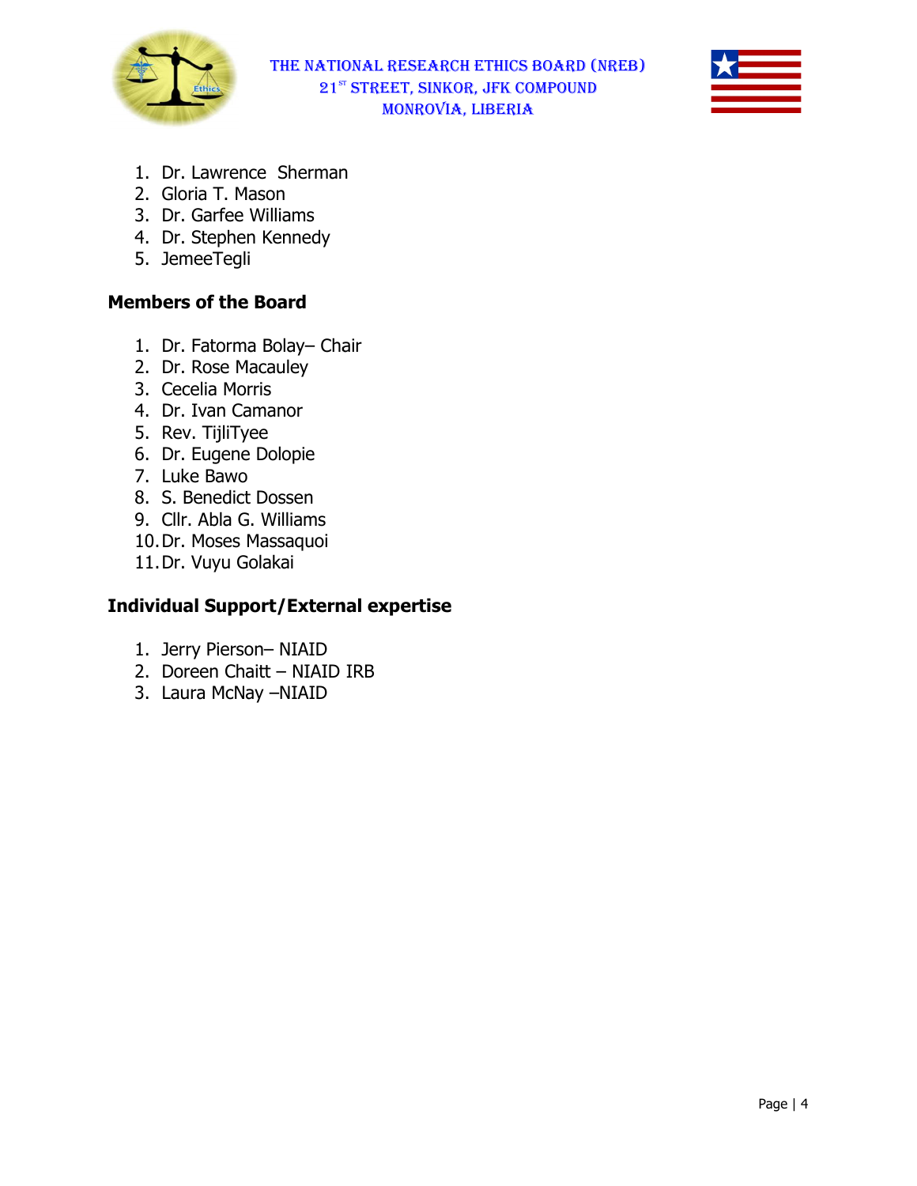1. Dr. Lawrence Sherman
2. Gloria T. Mason
3. Dr. Garfee Williams
4. Dr. Stephen Kennedy
5. JemeeTegli

**Members of the Board**

1. Dr. Fatorma Bolay– Chair
2. Dr. Rose Macauley
3. Cecelia Morris
4. Dr. Ivan Camanor
5. Rev. TijliTyee
6. Dr. Eugene Dolopie
7. Luke Bawo
8. S. Benedict Dossen
9. Cllr. Abla G. Williams
10. Dr. Moses Massaquoi
11. Dr. Vuyu Golakai

**Individual Support/External expertise**

1. Jerry Pierson– NIAID
2. Doreen Chaitt – NIAID IRB
3. Laura McNay –NIAID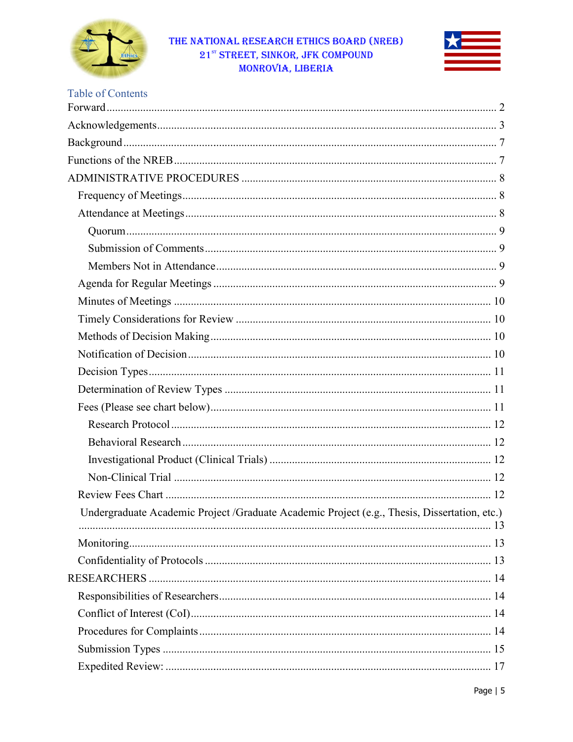Table of Contents

- Forward ........ 2
- Acknowledgements ........ 3
- Background ........ 7
- Functions of the NREB ........ 7
- ADMINISTRATIVE PROCEDURES ........ 8
  - Frequency of Meetings ........ 8
  - Attendance at Meetings ........ 8
    - Quorum ........ 9
    - Submission of Comments ........ 9
    - Members Not in Attendance ........ 9
  - Agenda for Regular Meetings ........ 9
  - Minutes of Meetings ........ 10
  - Timely Considerations for Review ........ 10
  - Methods of Decision Making ........ 10
  - Notification of Decision ........ 10
  - Decision Types ........ 11
  - Determination of Review Types ........ 11
  - Fees (Please see chart below) ........ 11
    - Research Protocol ........ 12
    - Behavioral Research ........ 12
    - Investigational Product (Clinical Trials) ........ 12
    - Non-Clinical Trial ........ 12
  - Review Fees Chart ........ 12
  - Undergraduate Academic Project /Graduate Academic Project (e.g., Thesis, Dissertation, etc.) ........ 13
  - Monitoring ........ 13
  - Confidentiality of Protocols ........ 13
- RESEARCHERS ........ 14
  - Responsibilities of Researchers ........ 14
  - Conflict of Interest (CoI) ........ 14
  - Procedures for Complaints ........ 14
  - Submission Types ........ 15
  - Expedited Review: ........ 17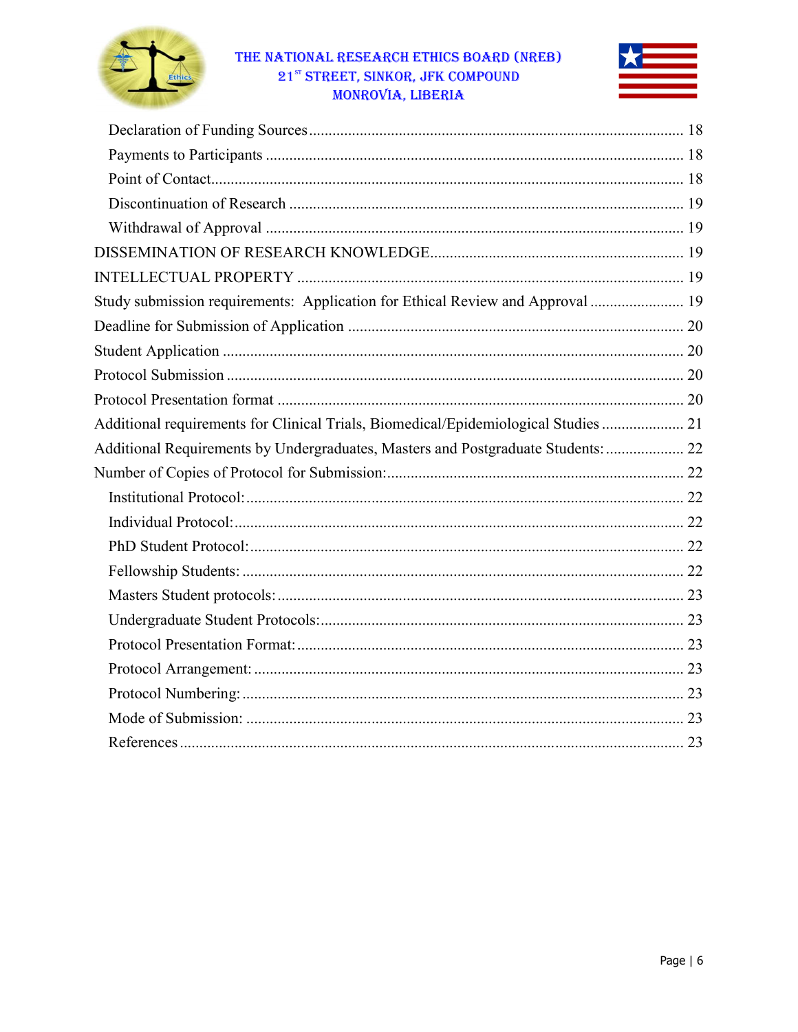Declaration of Funding Sources ........ 18
Payments to Participants ........ 18
Point of Contact ........ 18
Discontinuation of Research ........ 19
Withdrawal of Approval ........ 19
DISSEMINATION OF RESEARCH KNOWLEDGE ........ 19
INTELLECTUAL PROPERTY ........ 19
Study submission requirements: Application for Ethical Review and Approval ........ 19
Deadline for Submission of Application ........ 20
Student Application ........ 20
Protocol Submission ........ 20
Protocol Presentation format ........ 20
Additional requirements for Clinical Trials, Biomedical/Epidemiological Studies ........ 21
Additional Requirements by Undergraduates, Masters and Postgraduate Students: ........ 22
Number of Copies of Protocol for Submission: ........ 22
Institutional Protocol: ........ 22
Individual Protocol: ........ 22
PhD Student Protocol: ........ 22
Fellowship Students: ........ 22
Masters Student protocols: ........ 23
Undergraduate Student Protocols: ........ 23
Protocol Presentation Format: ........ 23
Protocol Arrangement: ........ 23
Protocol Numbering: ........ 23
Mode of Submission: ........ 23
References ........ 23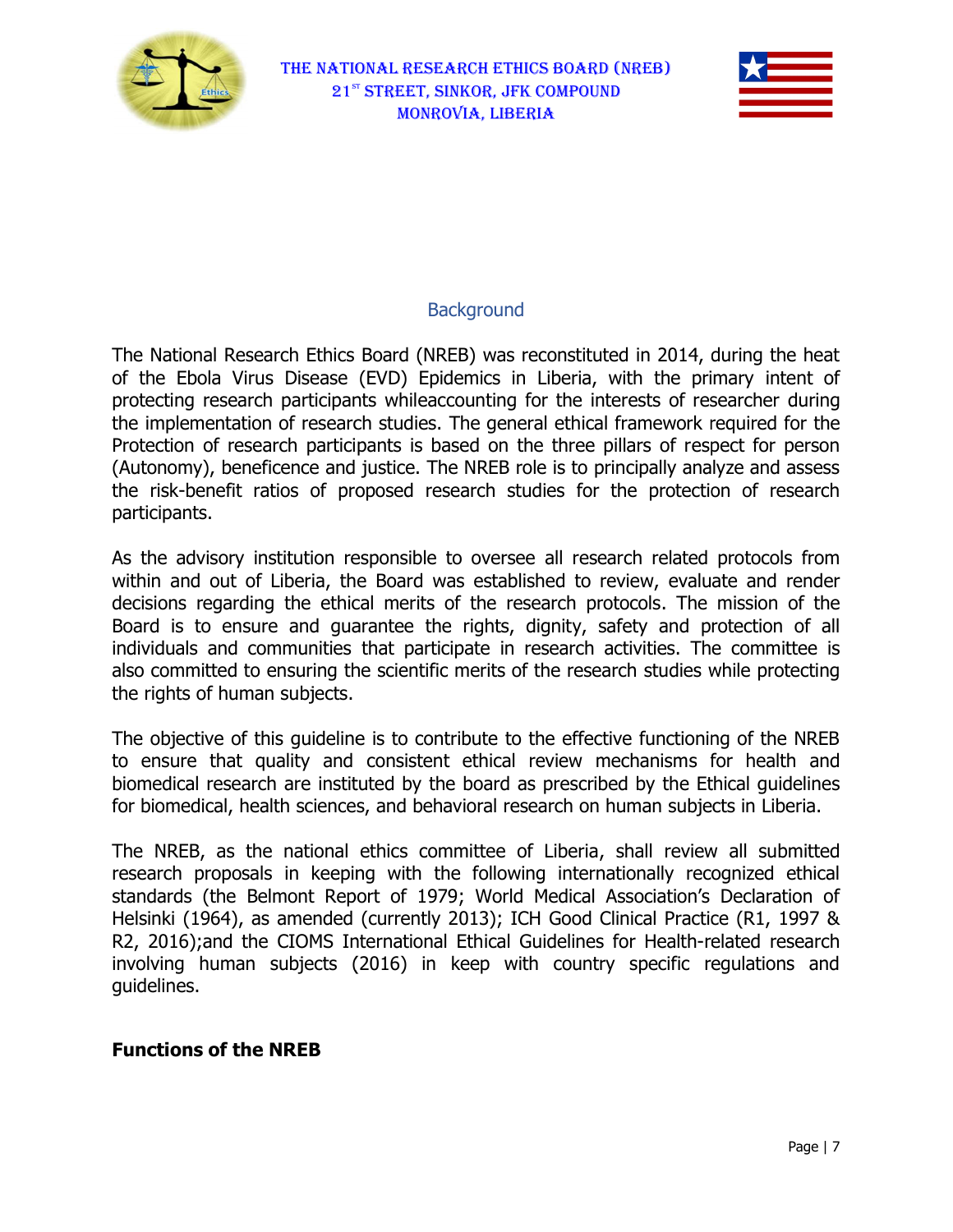## Background

The National Research Ethics Board (NREB) was reconstituted in 2014, during the heat of the Ebola Virus Disease (EVD) Epidemics in Liberia, with the primary intent of protecting research participants whileaccounting for the interests of researcher during the implementation of research studies. The general ethical framework required for the Protection of research participants is based on the three pillars of respect for person (Autonomy), beneficence and justice. The NREB role is to principally analyze and assess the risk-benefit ratios of proposed research studies for the protection of research participants.

As the advisory institution responsible to oversee all research related protocols from within and out of Liberia, the Board was established to review, evaluate and render decisions regarding the ethical merits of the research protocols. The mission of the Board is to ensure and guarantee the rights, dignity, safety and protection of all individuals and communities that participate in research activities. The committee is also committed to ensuring the scientific merits of the research studies while protecting the rights of human subjects.

The objective of this guideline is to contribute to the effective functioning of the NREB to ensure that quality and consistent ethical review mechanisms for health and biomedical research are instituted by the board as prescribed by the Ethical guidelines for biomedical, health sciences, and behavioral research on human subjects in Liberia.

The NREB, as the national ethics committee of Liberia, shall review all submitted research proposals in keeping with the following internationally recognized ethical standards (the Belmont Report of 1979; World Medical Association's Declaration of Helsinki (1964), as amended (currently 2013); ICH Good Clinical Practice (R1, 1997 & R2, 2016);and the CIOMS International Ethical Guidelines for Health-related research involving human subjects (2016) in keep with country specific regulations and guidelines.

**Functions of the NREB**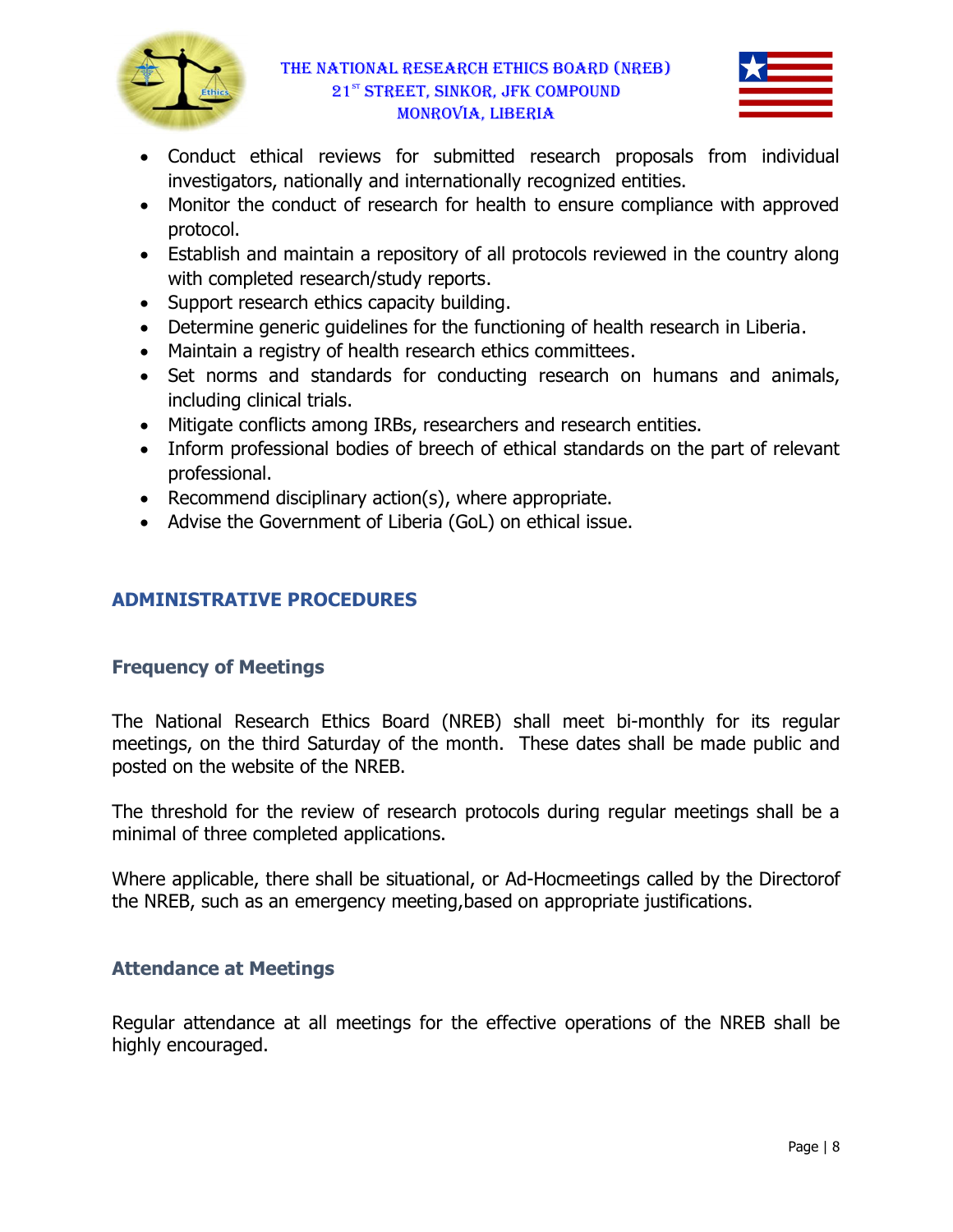- Conduct ethical reviews for submitted research proposals from individual investigators, nationally and internationally recognized entities.
- Monitor the conduct of research for health to ensure compliance with approved protocol.
- Establish and maintain a repository of all protocols reviewed in the country along with completed research/study reports.
- Support research ethics capacity building.
- Determine generic guidelines for the functioning of health research in Liberia.
- Maintain a registry of health research ethics committees.
- Set norms and standards for conducting research on humans and animals, including clinical trials.
- Mitigate conflicts among IRBs, researchers and research entities.
- Inform professional bodies of breech of ethical standards on the part of relevant professional.
- Recommend disciplinary action(s), where appropriate.
- Advise the Government of Liberia (GoL) on ethical issue.

## ADMINISTRATIVE PROCEDURES

### Frequency of Meetings

The National Research Ethics Board (NREB) shall meet bi-monthly for its regular meetings, on the third Saturday of the month. These dates shall be made public and posted on the website of the NREB.

The threshold for the review of research protocols during regular meetings shall be a minimal of three completed applications.

Where applicable, there shall be situational, or Ad-Hocmeetings called by the Directorof the NREB, such as an emergency meeting,based on appropriate justifications.

### Attendance at Meetings

Regular attendance at all meetings for the effective operations of the NREB shall be highly encouraged.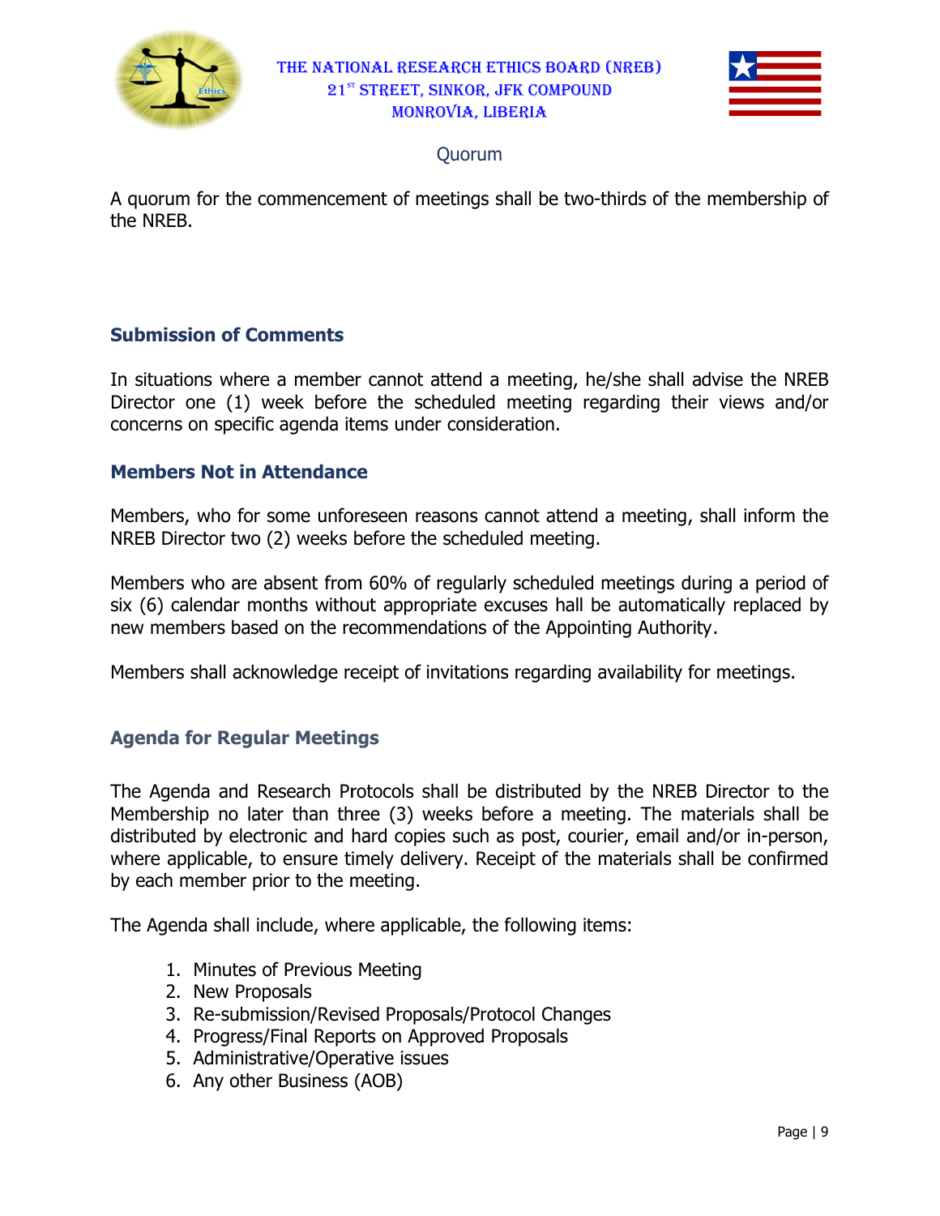## Quorum

A quorum for the commencement of meetings shall be two-thirds of the membership of the NREB.

### Submission of Comments

In situations where a member cannot attend a meeting, he/she shall advise the NREB Director one (1) week before the scheduled meeting regarding their views and/or concerns on specific agenda items under consideration.

### Members Not in Attendance

Members, who for some unforeseen reasons cannot attend a meeting, shall inform the NREB Director two (2) weeks before the scheduled meeting.

Members who are absent from 60% of regularly scheduled meetings during a period of six (6) calendar months without appropriate excuses hall be automatically replaced by new members based on the recommendations of the Appointing Authority.

Members shall acknowledge receipt of invitations regarding availability for meetings.

### Agenda for Regular Meetings

The Agenda and Research Protocols shall be distributed by the NREB Director to the Membership no later than three (3) weeks before a meeting. The materials shall be distributed by electronic and hard copies such as post, courier, email and/or in-person, where applicable, to ensure timely delivery. Receipt of the materials shall be confirmed by each member prior to the meeting.

The Agenda shall include, where applicable, the following items:

1. Minutes of Previous Meeting
2. New Proposals
3. Re-submission/Revised Proposals/Protocol Changes
4. Progress/Final Reports on Approved Proposals
5. Administrative/Operative issues
6. Any other Business (AOB)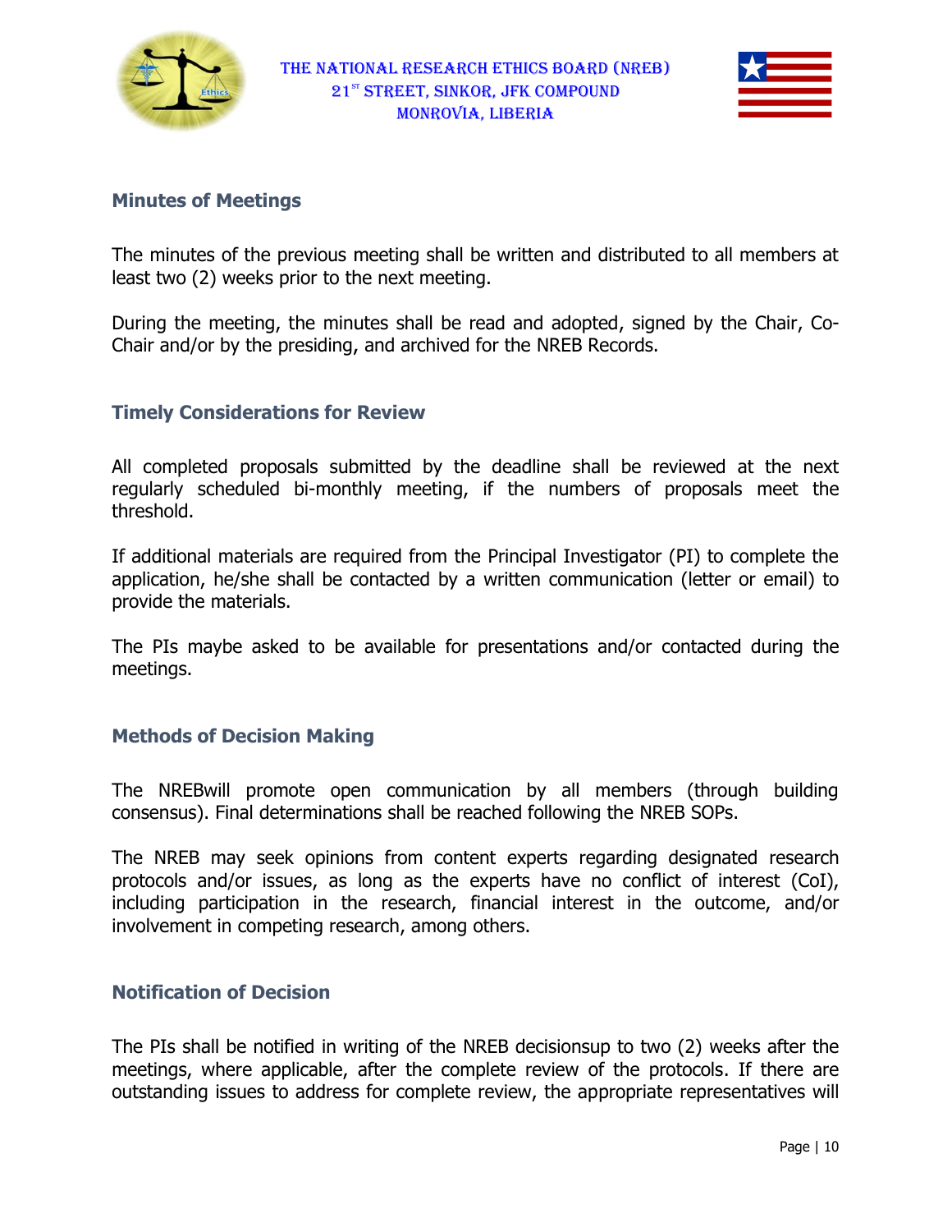## Minutes of Meetings

The minutes of the previous meeting shall be written and distributed to all members at least two (2) weeks prior to the next meeting.

During the meeting, the minutes shall be read and adopted, signed by the Chair, Co-Chair and/or by the presiding, and archived for the NREB Records.

## Timely Considerations for Review

All completed proposals submitted by the deadline shall be reviewed at the next regularly scheduled bi-monthly meeting, if the numbers of proposals meet the threshold.

If additional materials are required from the Principal Investigator (PI) to complete the application, he/she shall be contacted by a written communication (letter or email) to provide the materials.

The PIs maybe asked to be available for presentations and/or contacted during the meetings.

## Methods of Decision Making

The NREBwill promote open communication by all members (through building consensus). Final determinations shall be reached following the NREB SOPs.

The NREB may seek opinions from content experts regarding designated research protocols and/or issues, as long as the experts have no conflict of interest (CoI), including participation in the research, financial interest in the outcome, and/or involvement in competing research, among others.

## Notification of Decision

The PIs shall be notified in writing of the NREB decisionsup to two (2) weeks after the meetings, where applicable, after the complete review of the protocols. If there are outstanding issues to address for complete review, the appropriate representatives will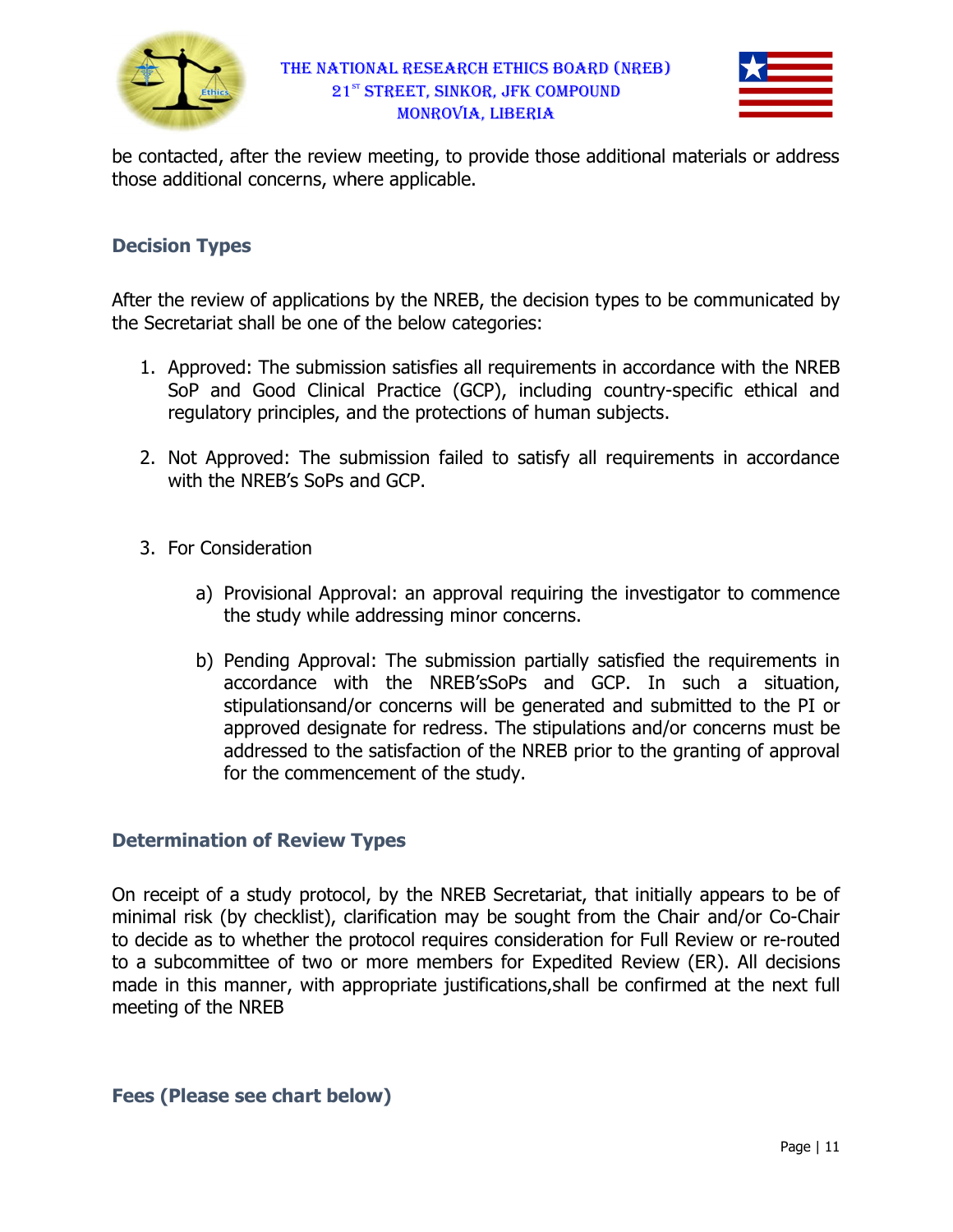be contacted, after the review meeting, to provide those additional materials or address those additional concerns, where applicable.

## Decision Types

After the review of applications by the NREB, the decision types to be communicated by the Secretariat shall be one of the below categories:

1. Approved: The submission satisfies all requirements in accordance with the NREB SoP and Good Clinical Practice (GCP), including country-specific ethical and regulatory principles, and the protections of human subjects.

2. Not Approved: The submission failed to satisfy all requirements in accordance with the NREB's SoPs and GCP.

3. For Consideration

   a) Provisional Approval: an approval requiring the investigator to commence the study while addressing minor concerns.

   b) Pending Approval: The submission partially satisfied the requirements in accordance with the NREB'sSoPs and GCP. In such a situation, stipulationsand/or concerns will be generated and submitted to the PI or approved designate for redress. The stipulations and/or concerns must be addressed to the satisfaction of the NREB prior to the granting of approval for the commencement of the study.

## Determination of Review Types

On receipt of a study protocol, by the NREB Secretariat, that initially appears to be of minimal risk (by checklist), clarification may be sought from the Chair and/or Co-Chair to decide as to whether the protocol requires consideration for Full Review or re-routed to a subcommittee of two or more members for Expedited Review (ER). All decisions made in this manner, with appropriate justifications,shall be confirmed at the next full meeting of the NREB

## Fees (Please see chart below)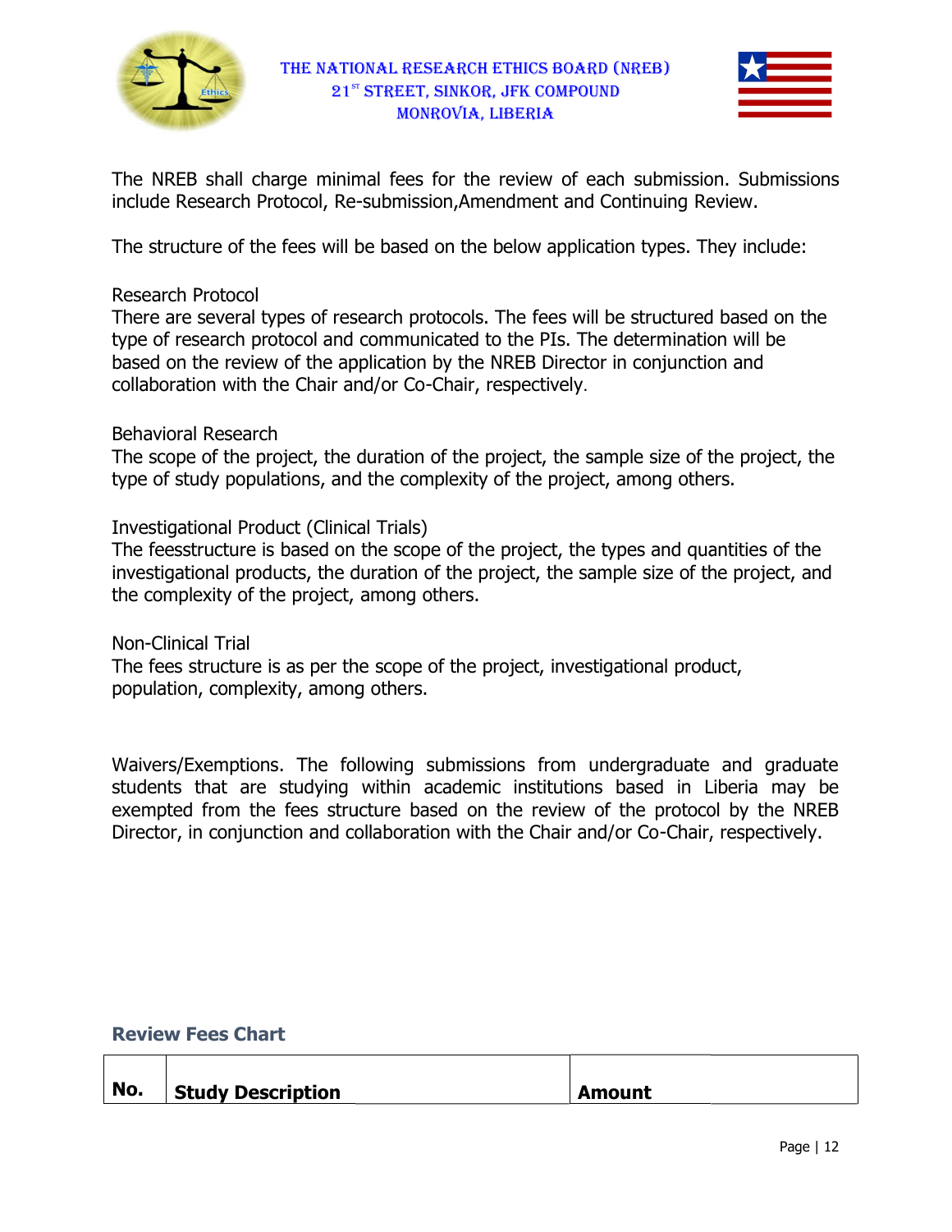The NREB shall charge minimal fees for the review of each submission. Submissions include Research Protocol, Re-submission,Amendment and Continuing Review.

The structure of the fees will be based on the below application types. They include:

Research Protocol
There are several types of research protocols. The fees will be structured based on the type of research protocol and communicated to the PIs. The determination will be based on the review of the application by the NREB Director in conjunction and collaboration with the Chair and/or Co-Chair, respectively.

Behavioral Research
The scope of the project, the duration of the project, the sample size of the project, the type of study populations, and the complexity of the project, among others.

Investigational Product (Clinical Trials)
The feesstructure is based on the scope of the project, the types and quantities of the investigational products, the duration of the project, the sample size of the project, and the complexity of the project, among others.

Non-Clinical Trial
The fees structure is as per the scope of the project, investigational product, population, complexity, among others.

Waivers/Exemptions. The following submissions from undergraduate and graduate students that are studying within academic institutions based in Liberia may be exempted from the fees structure based on the review of the protocol by the NREB Director, in conjunction and collaboration with the Chair and/or Co-Chair, respectively.

### Review Fees Chart

| **No.** | **Study Description** | **Amount** |
|---|---|---|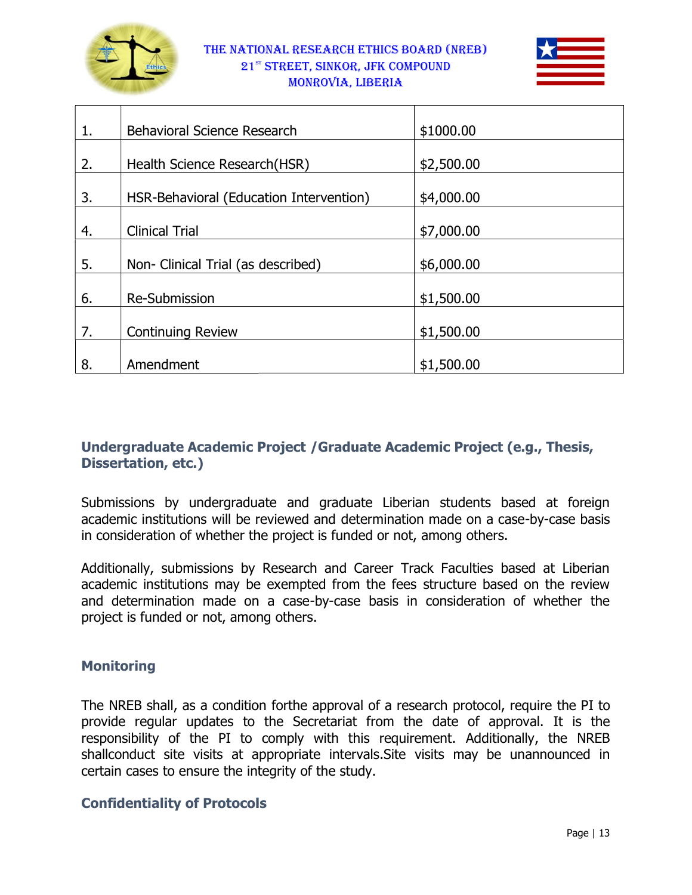| | | |
|---|---|---|
| 1. | Behavioral Science Research | $1000.00 |
| 2. | Health Science Research(HSR) | $2,500.00 |
| 3. | HSR-Behavioral (Education Intervention) | $4,000.00 |
| 4. | Clinical Trial | $7,000.00 |
| 5. | Non- Clinical Trial (as described) | $6,000.00 |
| 6. | Re-Submission | $1,500.00 |
| 7. | Continuing Review | $1,500.00 |
| 8. | Amendment | $1,500.00 |

### Undergraduate Academic Project /Graduate Academic Project (e.g., Thesis, Dissertation, etc.)

Submissions by undergraduate and graduate Liberian students based at foreign academic institutions will be reviewed and determination made on a case-by-case basis in consideration of whether the project is funded or not, among others.

Additionally, submissions by Research and Career Track Faculties based at Liberian academic institutions may be exempted from the fees structure based on the review and determination made on a case-by-case basis in consideration of whether the project is funded or not, among others.

### Monitoring

The NREB shall, as a condition forthe approval of a research protocol, require the PI to provide regular updates to the Secretariat from the date of approval. It is the responsibility of the PI to comply with this requirement. Additionally, the NREB shallconduct site visits at appropriate intervals.Site visits may be unannounced in certain cases to ensure the integrity of the study.

### Confidentiality of Protocols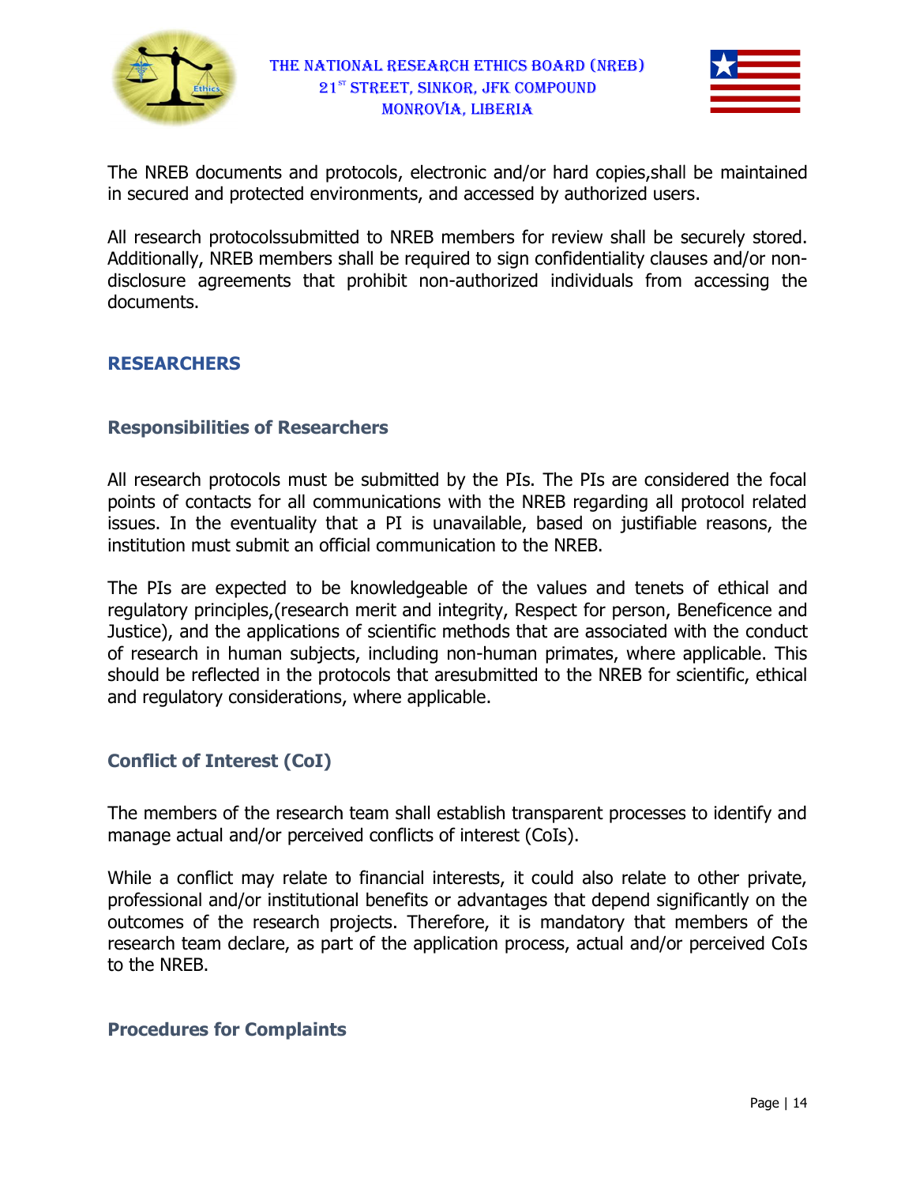The NREB documents and protocols, electronic and/or hard copies,shall be maintained in secured and protected environments, and accessed by authorized users.

All research protocolssubmitted to NREB members for review shall be securely stored. Additionally, NREB members shall be required to sign confidentiality clauses and/or non-disclosure agreements that prohibit non-authorized individuals from accessing the documents.

## RESEARCHERS

### Responsibilities of Researchers

All research protocols must be submitted by the PIs. The PIs are considered the focal points of contacts for all communications with the NREB regarding all protocol related issues. In the eventuality that a PI is unavailable, based on justifiable reasons, the institution must submit an official communication to the NREB.

The PIs are expected to be knowledgeable of the values and tenets of ethical and regulatory principles,(research merit and integrity, Respect for person, Beneficence and Justice), and the applications of scientific methods that are associated with the conduct of research in human subjects, including non-human primates, where applicable. This should be reflected in the protocols that aresubmitted to the NREB for scientific, ethical and regulatory considerations, where applicable.

### Conflict of Interest (CoI)

The members of the research team shall establish transparent processes to identify and manage actual and/or perceived conflicts of interest (CoIs).

While a conflict may relate to financial interests, it could also relate to other private, professional and/or institutional benefits or advantages that depend significantly on the outcomes of the research projects. Therefore, it is mandatory that members of the research team declare, as part of the application process, actual and/or perceived CoIs to the NREB.

### Procedures for Complaints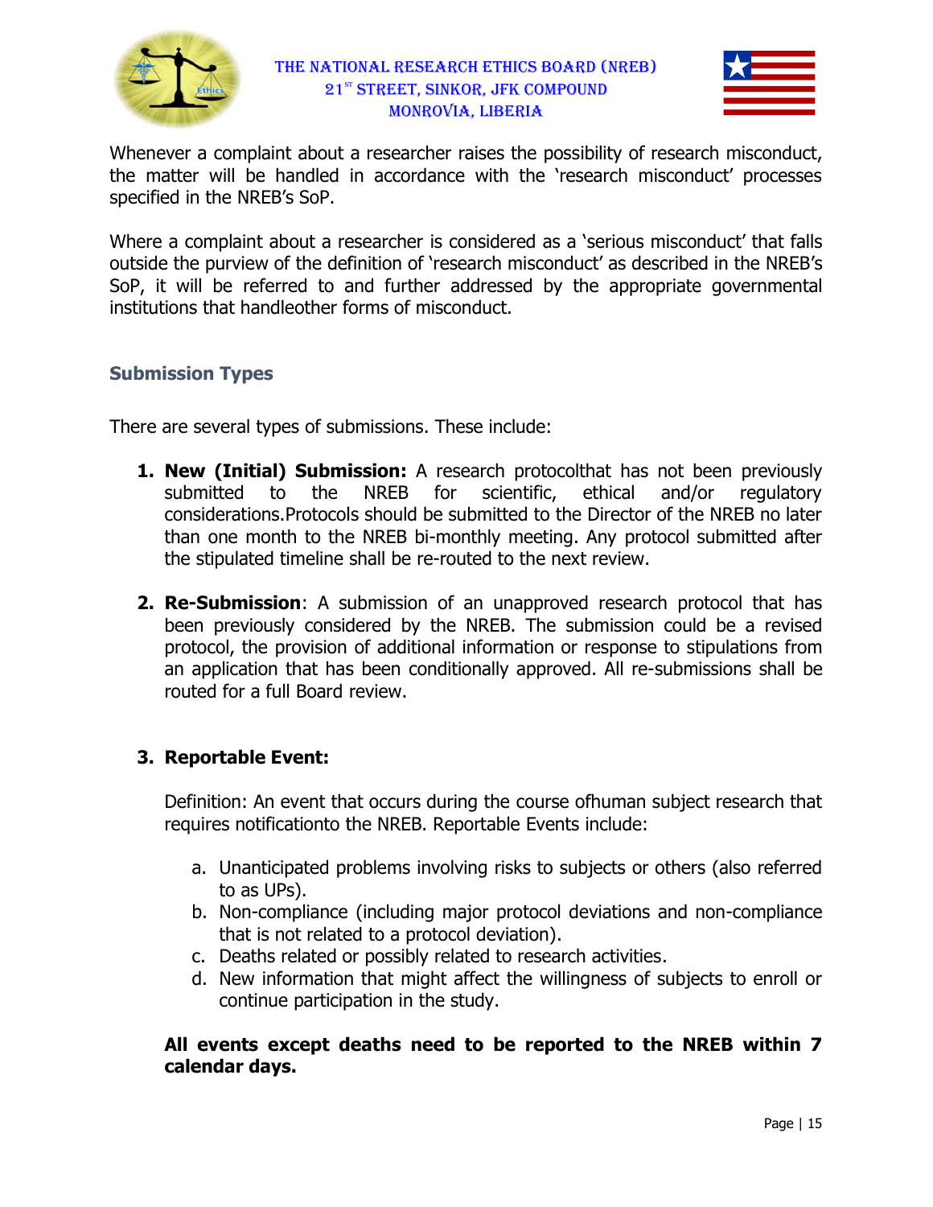Whenever a complaint about a researcher raises the possibility of research misconduct, the matter will be handled in accordance with the 'research misconduct' processes specified in the NREB's SoP.

Where a complaint about a researcher is considered as a 'serious misconduct' that falls outside the purview of the definition of 'research misconduct' as described in the NREB's SoP, it will be referred to and further addressed by the appropriate governmental institutions that handleother forms of misconduct.

## Submission Types

There are several types of submissions. These include:

1. **New (Initial) Submission:** A research protocolthat has not been previously submitted to the NREB for scientific, ethical and/or regulatory considerations.Protocols should be submitted to the Director of the NREB no later than one month to the NREB bi-monthly meeting. Any protocol submitted after the stipulated timeline shall be re-routed to the next review.

2. **Re-Submission**: A submission of an unapproved research protocol that has been previously considered by the NREB. The submission could be a revised protocol, the provision of additional information or response to stipulations from an application that has been conditionally approved. All re-submissions shall be routed for a full Board review.

3. **Reportable Event:**

   Definition: An event that occurs during the course ofhuman subject research that requires notificationto the NREB. Reportable Events include:

   a. Unanticipated problems involving risks to subjects or others (also referred to as UPs).
   b. Non-compliance (including major protocol deviations and non-compliance that is not related to a protocol deviation).
   c. Deaths related or possibly related to research activities.
   d. New information that might affect the willingness of subjects to enroll or continue participation in the study.

   **All events except deaths need to be reported to the NREB within 7 calendar days.**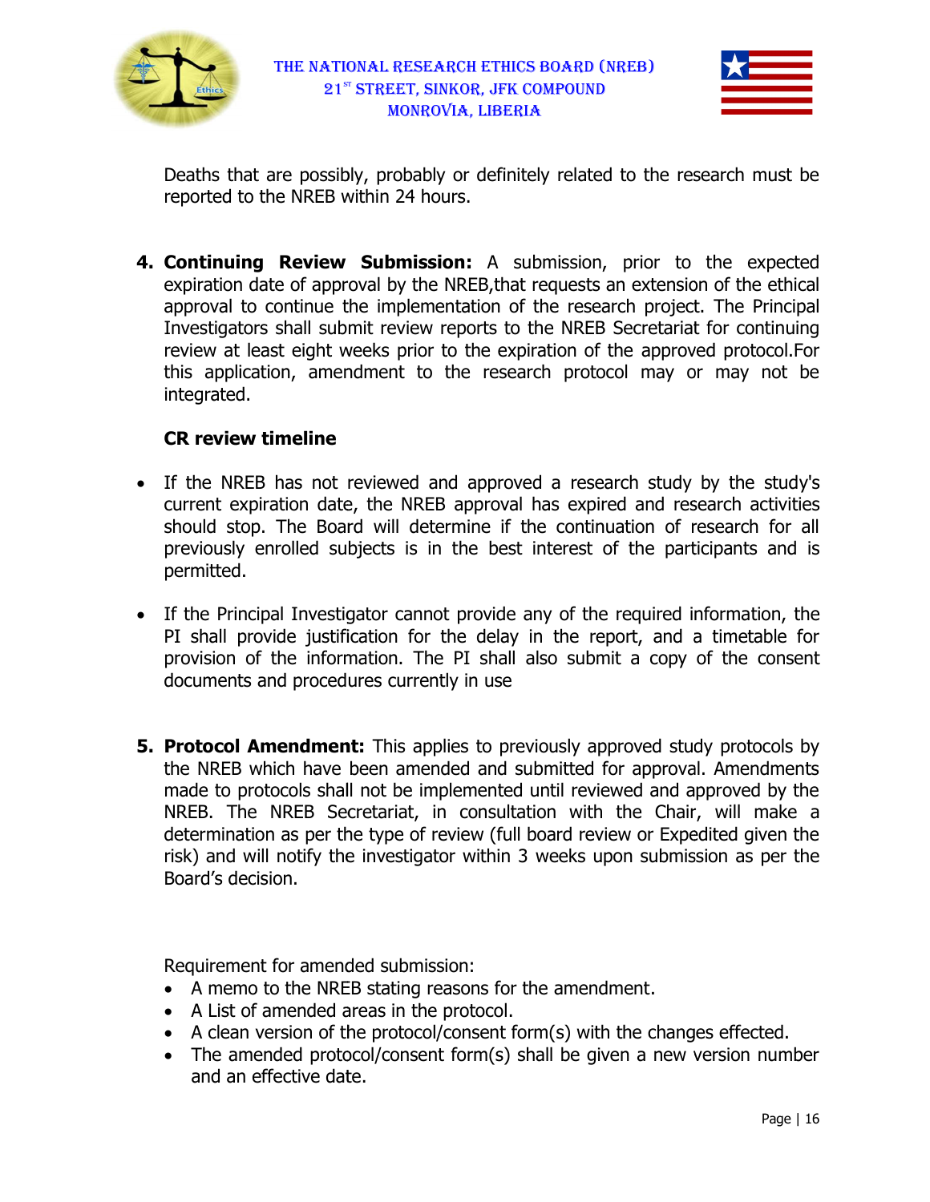Deaths that are possibly, probably or definitely related to the research must be reported to the NREB within 24 hours.

4. **Continuing Review Submission:** A submission, prior to the expected expiration date of approval by the NREB,that requests an extension of the ethical approval to continue the implementation of the research project. The Principal Investigators shall submit review reports to the NREB Secretariat for continuing review at least eight weeks prior to the expiration of the approved protocol.For this application, amendment to the research protocol may or may not be integrated.

   **CR review timeline**

- If the NREB has not reviewed and approved a research study by the study's current expiration date, the NREB approval has expired and research activities should stop. The Board will determine if the continuation of research for all previously enrolled subjects is in the best interest of the participants and is permitted.

- If the Principal Investigator cannot provide any of the required information, the PI shall provide justification for the delay in the report, and a timetable for provision of the information. The PI shall also submit a copy of the consent documents and procedures currently in use

5. **Protocol Amendment:** This applies to previously approved study protocols by the NREB which have been amended and submitted for approval. Amendments made to protocols shall not be implemented until reviewed and approved by the NREB. The NREB Secretariat, in consultation with the Chair, will make a determination as per the type of review (full board review or Expedited given the risk) and will notify the investigator within 3 weeks upon submission as per the Board's decision.

   Requirement for amended submission:

   - A memo to the NREB stating reasons for the amendment.
   - A List of amended areas in the protocol.
   - A clean version of the protocol/consent form(s) with the changes effected.
   - The amended protocol/consent form(s) shall be given a new version number and an effective date.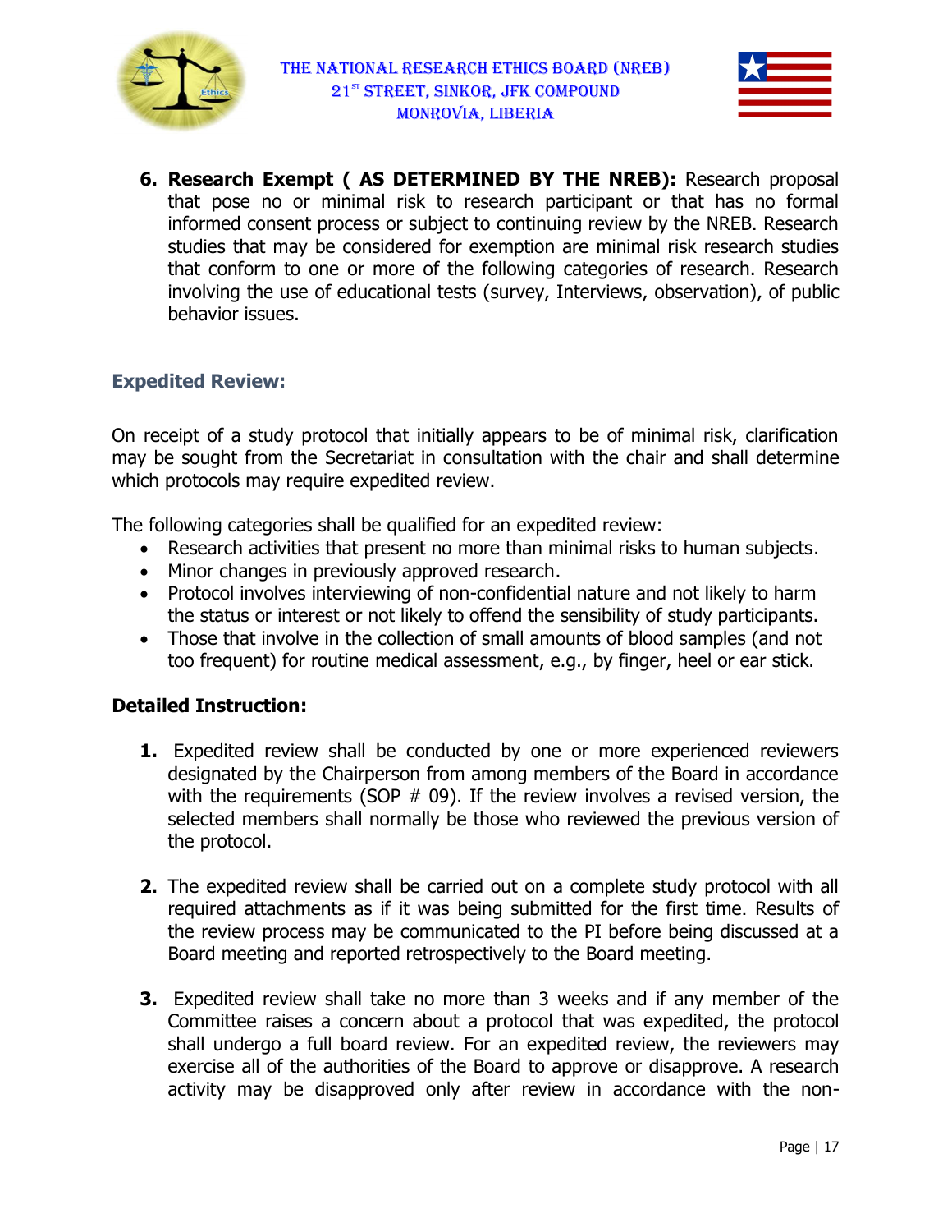6. **Research Exempt ( AS DETERMINED BY THE NREB):** Research proposal that pose no or minimal risk to research participant or that has no formal informed consent process or subject to continuing review by the NREB. Research studies that may be considered for exemption are minimal risk research studies that conform to one or more of the following categories of research. Research involving the use of educational tests (survey, Interviews, observation), of public behavior issues.

### Expedited Review:

On receipt of a study protocol that initially appears to be of minimal risk, clarification may be sought from the Secretariat in consultation with the chair and shall determine which protocols may require expedited review.

The following categories shall be qualified for an expedited review:

- Research activities that present no more than minimal risks to human subjects.
- Minor changes in previously approved research.
- Protocol involves interviewing of non-confidential nature and not likely to harm the status or interest or not likely to offend the sensibility of study participants.
- Those that involve in the collection of small amounts of blood samples (and not too frequent) for routine medical assessment, e.g., by finger, heel or ear stick.

### Detailed Instruction:

1. Expedited review shall be conducted by one or more experienced reviewers designated by the Chairperson from among members of the Board in accordance with the requirements (SOP # 09). If the review involves a revised version, the selected members shall normally be those who reviewed the previous version of the protocol.

2. The expedited review shall be carried out on a complete study protocol with all required attachments as if it was being submitted for the first time. Results of the review process may be communicated to the PI before being discussed at a Board meeting and reported retrospectively to the Board meeting.

3. Expedited review shall take no more than 3 weeks and if any member of the Committee raises a concern about a protocol that was expedited, the protocol shall undergo a full board review. For an expedited review, the reviewers may exercise all of the authorities of the Board to approve or disapprove. A research activity may be disapproved only after review in accordance with the non-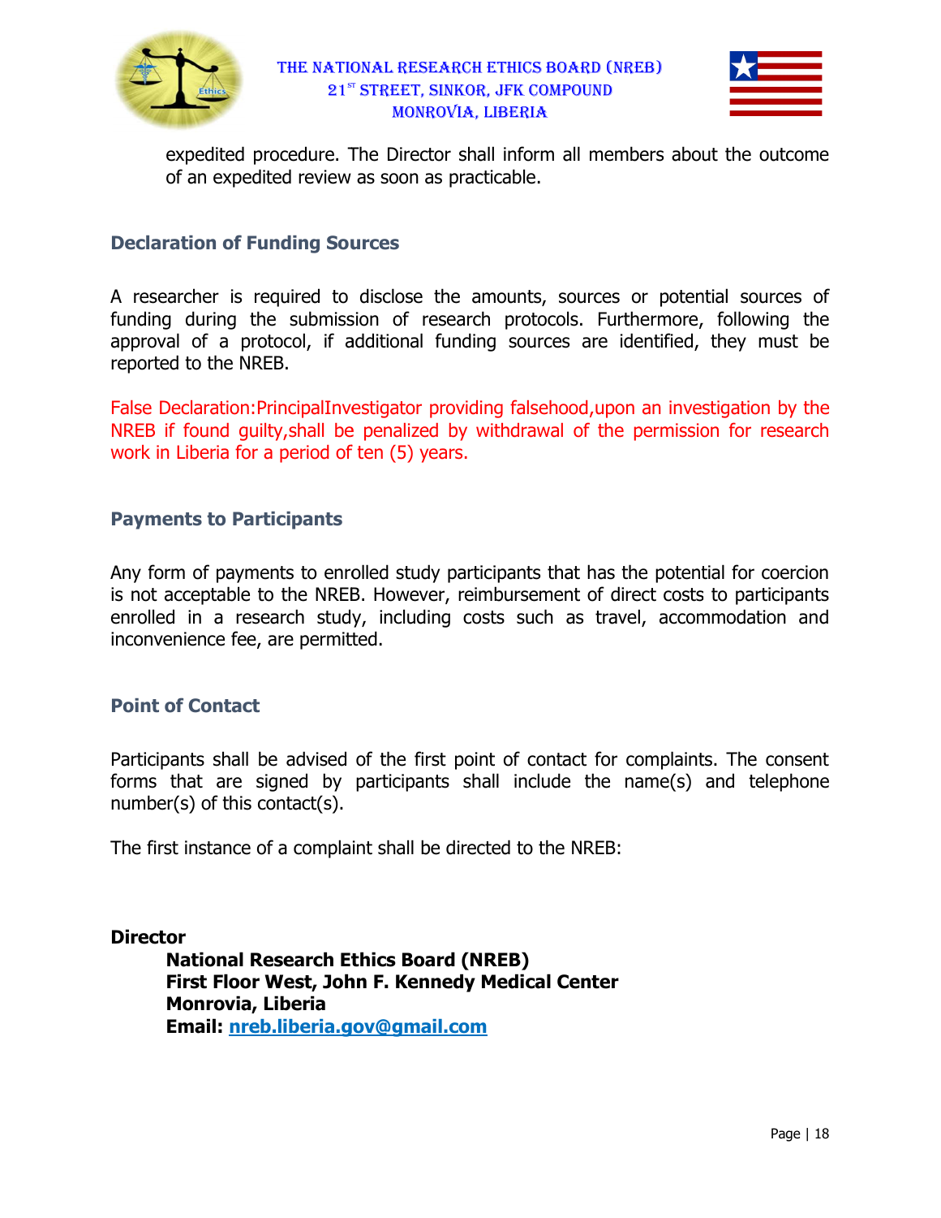expedited procedure. The Director shall inform all members about the outcome of an expedited review as soon as practicable.

### Declaration of Funding Sources

A researcher is required to disclose the amounts, sources or potential sources of funding during the submission of research protocols. Furthermore, following the approval of a protocol, if additional funding sources are identified, they must be reported to the NREB.

False Declaration:PrincipalInvestigator providing falsehood,upon an investigation by the NREB if found guilty,shall be penalized by withdrawal of the permission for research work in Liberia for a period of ten (5) years.

### Payments to Participants

Any form of payments to enrolled study participants that has the potential for coercion is not acceptable to the NREB. However, reimbursement of direct costs to participants enrolled in a research study, including costs such as travel, accommodation and inconvenience fee, are permitted.

### Point of Contact

Participants shall be advised of the first point of contact for complaints. The consent forms that are signed by participants shall include the name(s) and telephone number(s) of this contact(s).

The first instance of a complaint shall be directed to the NREB:

**Director**

**National Research Ethics Board (NREB)**
**First Floor West, John F. Kennedy Medical Center**
**Monrovia, Liberia**
**Email: nreb.liberia.gov@gmail.com**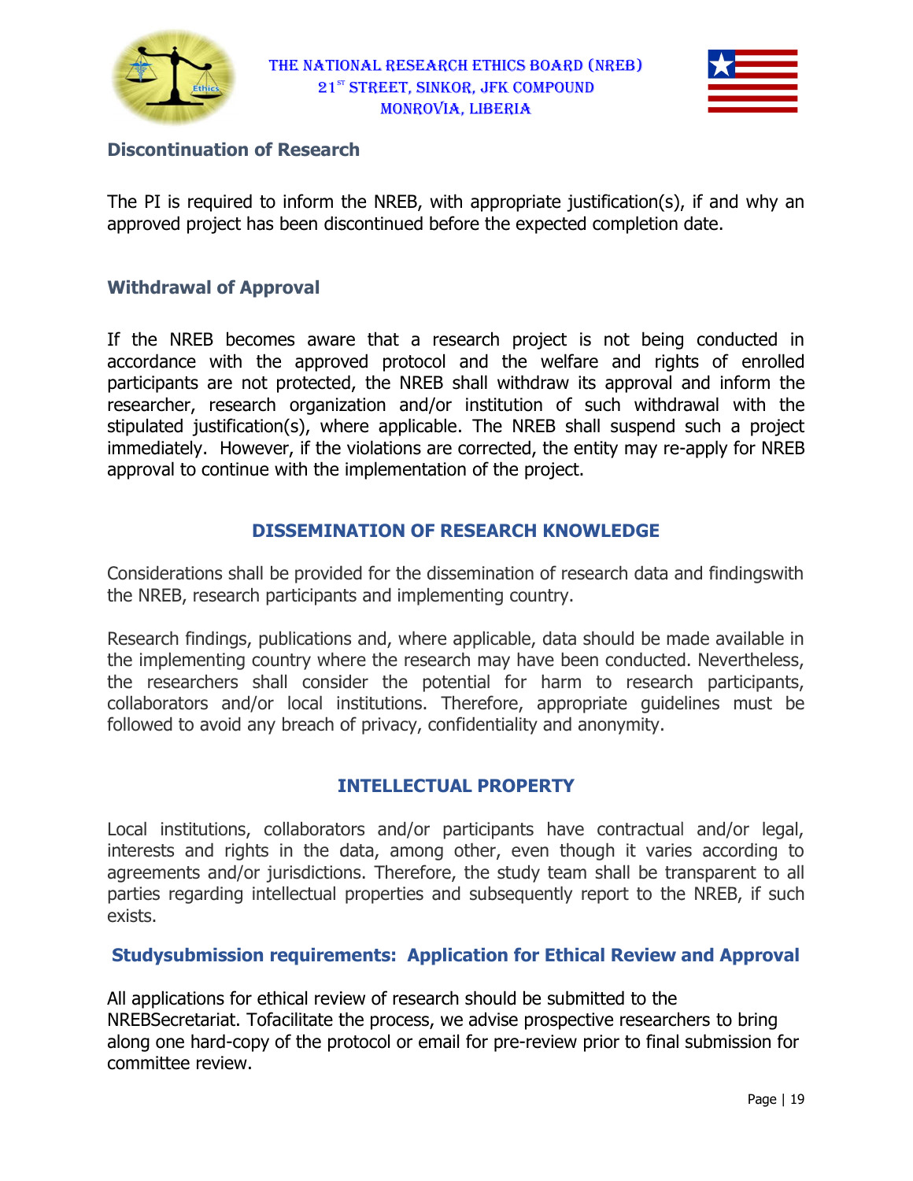### Discontinuation of Research

The PI is required to inform the NREB, with appropriate justification(s), if and why an approved project has been discontinued before the expected completion date.

### Withdrawal of Approval

If the NREB becomes aware that a research project is not being conducted in accordance with the approved protocol and the welfare and rights of enrolled participants are not protected, the NREB shall withdraw its approval and inform the researcher, research organization and/or institution of such withdrawal with the stipulated justification(s), where applicable. The NREB shall suspend such a project immediately. However, if the violations are corrected, the entity may re-apply for NREB approval to continue with the implementation of the project.

## DISSEMINATION OF RESEARCH KNOWLEDGE

Considerations shall be provided for the dissemination of research data and findingswith the NREB, research participants and implementing country.

Research findings, publications and, where applicable, data should be made available in the implementing country where the research may have been conducted. Nevertheless, the researchers shall consider the potential for harm to research participants, collaborators and/or local institutions. Therefore, appropriate guidelines must be followed to avoid any breach of privacy, confidentiality and anonymity.

## INTELLECTUAL PROPERTY

Local institutions, collaborators and/or participants have contractual and/or legal, interests and rights in the data, among other, even though it varies according to agreements and/or jurisdictions. Therefore, the study team shall be transparent to all parties regarding intellectual properties and subsequently report to the NREB, if such exists.

### Studysubmission requirements: Application for Ethical Review and Approval

All applications for ethical review of research should be submitted to the NREBSecretariat. Tofacilitate the process, we advise prospective researchers to bring along one hard-copy of the protocol or email for pre-review prior to final submission for committee review.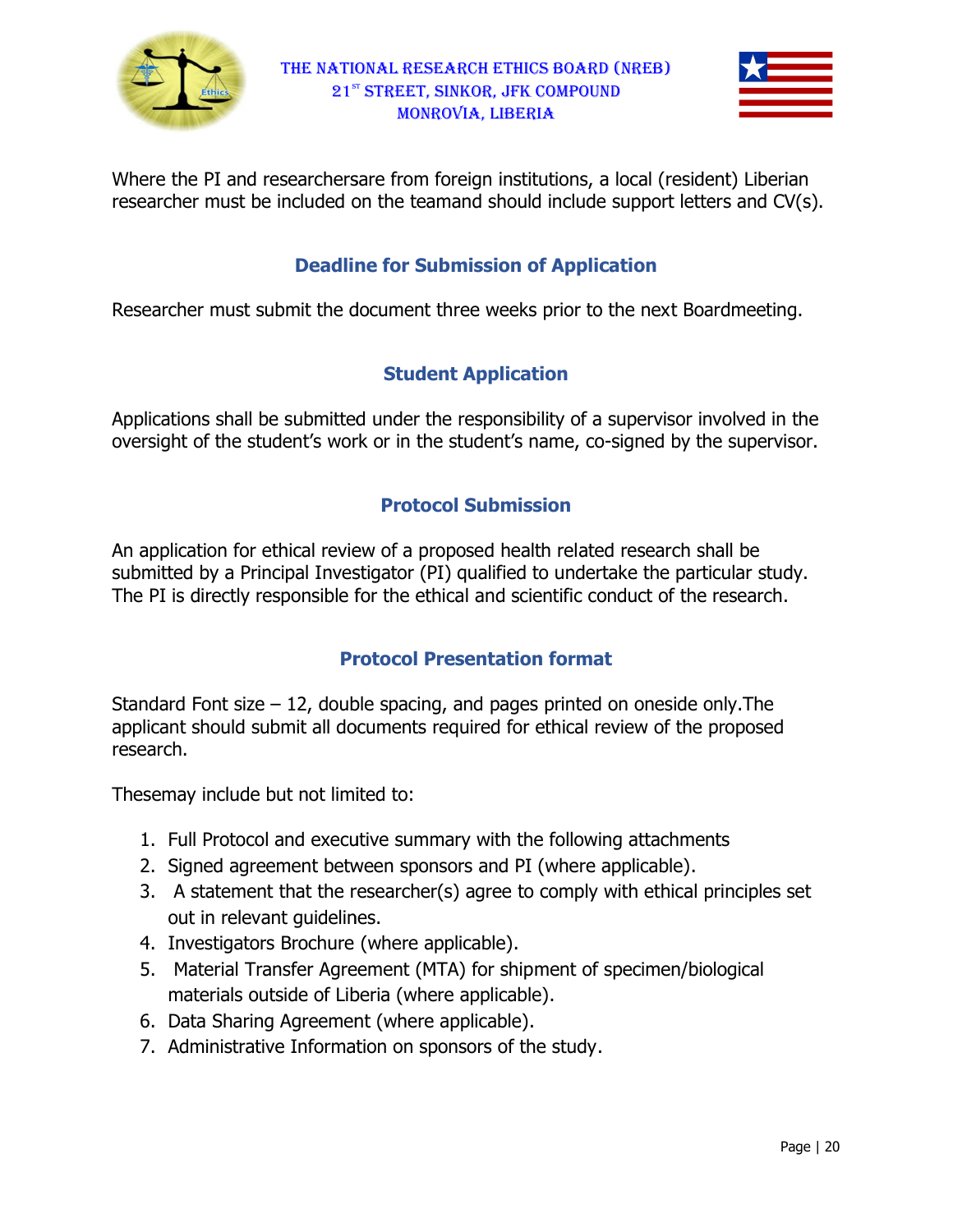Where the PI and researchersare from foreign institutions, a local (resident) Liberian researcher must be included on the teamand should include support letters and CV(s).

## Deadline for Submission of Application

Researcher must submit the document three weeks prior to the next Boardmeeting.

## Student Application

Applications shall be submitted under the responsibility of a supervisor involved in the oversight of the student's work or in the student's name, co-signed by the supervisor.

## Protocol Submission

An application for ethical review of a proposed health related research shall be submitted by a Principal Investigator (PI) qualified to undertake the particular study. The PI is directly responsible for the ethical and scientific conduct of the research.

## Protocol Presentation format

Standard Font size – 12, double spacing, and pages printed on oneside only.The applicant should submit all documents required for ethical review of the proposed research.

Thesemay include but not limited to:

1. Full Protocol and executive summary with the following attachments
2. Signed agreement between sponsors and PI (where applicable).
3. A statement that the researcher(s) agree to comply with ethical principles set out in relevant guidelines.
4. Investigators Brochure (where applicable).
5. Material Transfer Agreement (MTA) for shipment of specimen/biological materials outside of Liberia (where applicable).
6. Data Sharing Agreement (where applicable).
7. Administrative Information on sponsors of the study.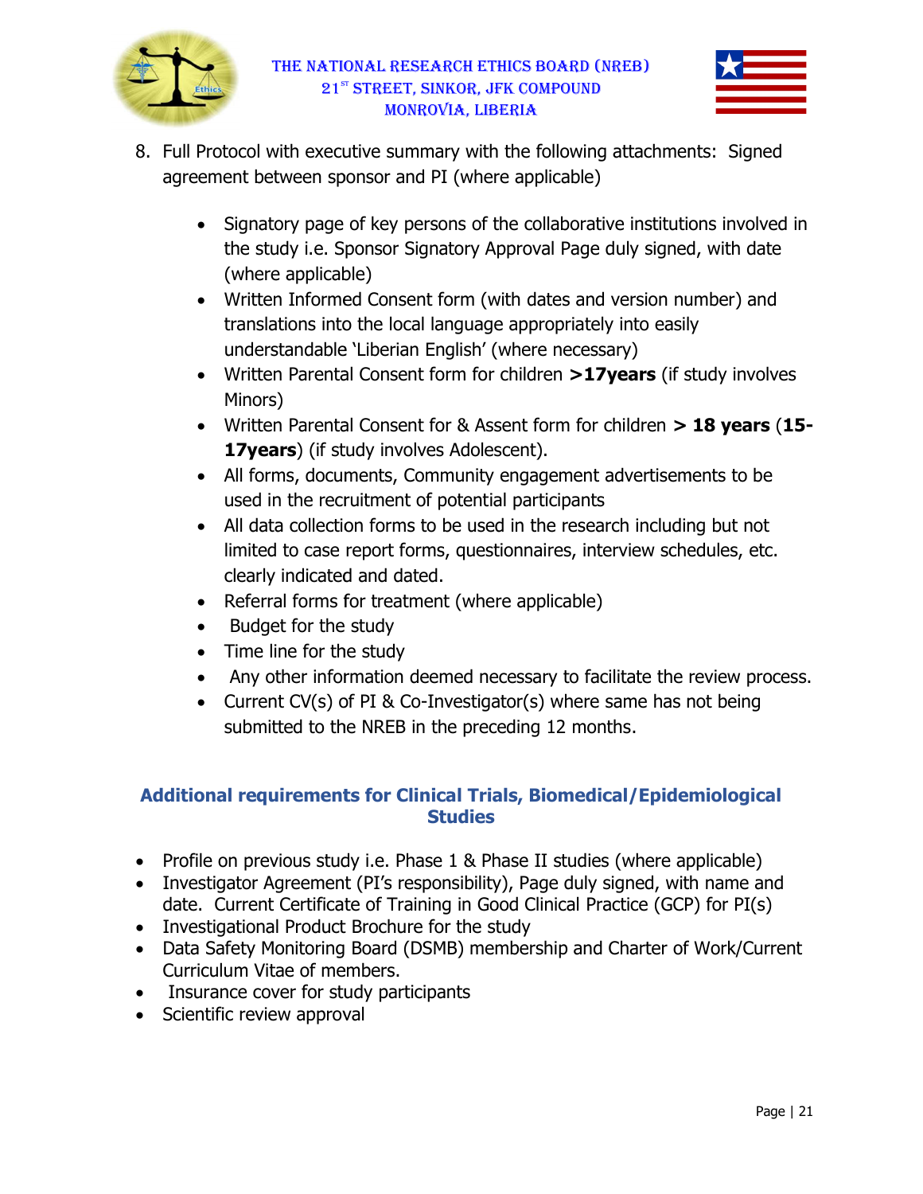8. Full Protocol with executive summary with the following attachments: Signed agreement between sponsor and PI (where applicable)

    - Signatory page of key persons of the collaborative institutions involved in the study i.e. Sponsor Signatory Approval Page duly signed, with date (where applicable)
    - Written Informed Consent form (with dates and version number) and translations into the local language appropriately into easily understandable 'Liberian English' (where necessary)
    - Written Parental Consent form for children **>17years** (if study involves Minors)
    - Written Parental Consent for & Assent form for children **> 18 years** (**15-17years**) (if study involves Adolescent).
    - All forms, documents, Community engagement advertisements to be used in the recruitment of potential participants
    - All data collection forms to be used in the research including but not limited to case report forms, questionnaires, interview schedules, etc. clearly indicated and dated.
    - Referral forms for treatment (where applicable)
    - Budget for the study
    - Time line for the study
    - Any other information deemed necessary to facilitate the review process.
    - Current CV(s) of PI & Co-Investigator(s) where same has not being submitted to the NREB in the preceding 12 months.

## Additional requirements for Clinical Trials, Biomedical/Epidemiological Studies

- Profile on previous study i.e. Phase 1 & Phase II studies (where applicable)
- Investigator Agreement (PI's responsibility), Page duly signed, with name and date. Current Certificate of Training in Good Clinical Practice (GCP) for PI(s)
- Investigational Product Brochure for the study
- Data Safety Monitoring Board (DSMB) membership and Charter of Work/Current Curriculum Vitae of members.
- Insurance cover for study participants
- Scientific review approval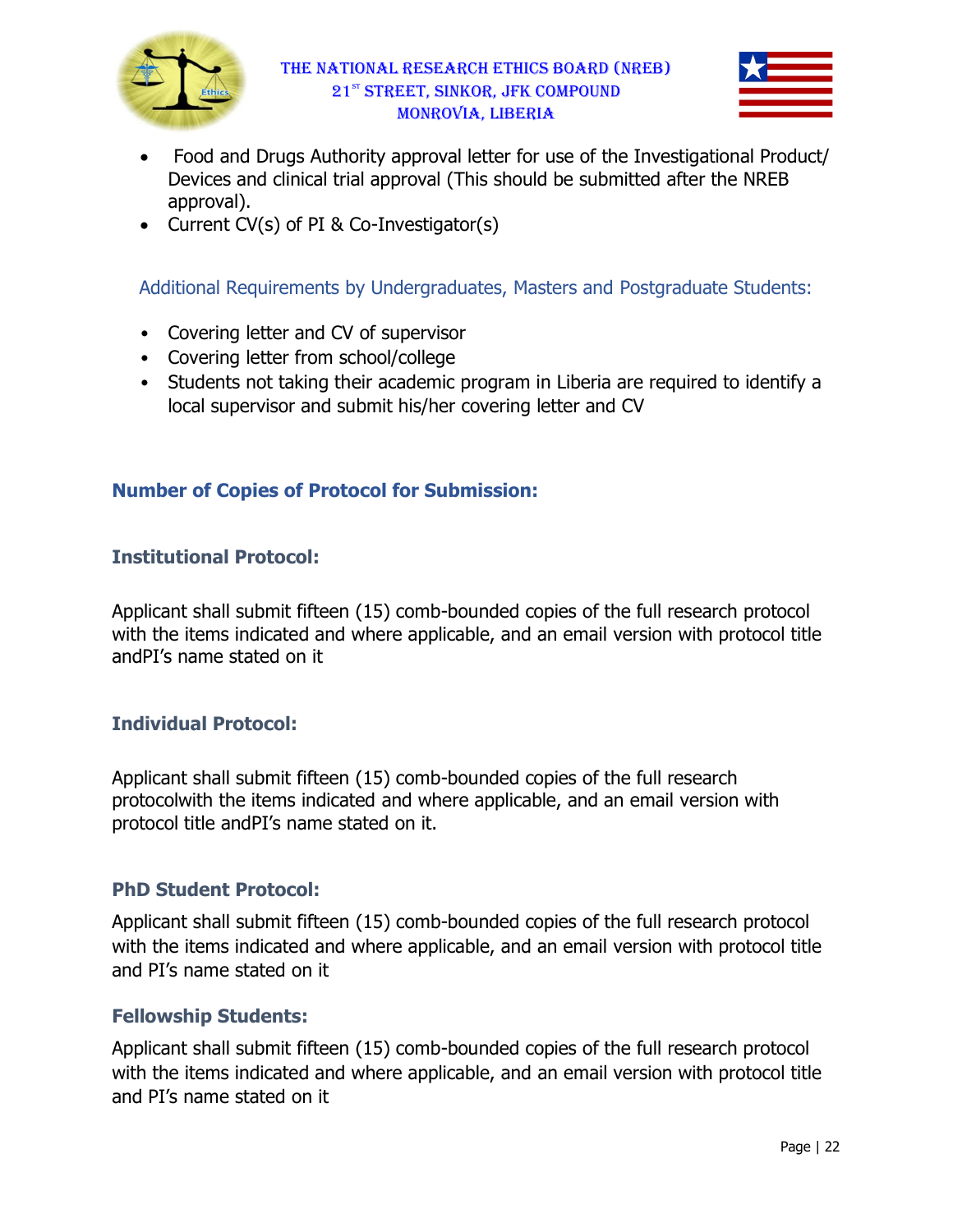- Food and Drugs Authority approval letter for use of the Investigational Product/ Devices and clinical trial approval (This should be submitted after the NREB approval).
- Current CV(s) of PI & Co-Investigator(s)

Additional Requirements by Undergraduates, Masters and Postgraduate Students:

- Covering letter and CV of supervisor
- Covering letter from school/college
- Students not taking their academic program in Liberia are required to identify a local supervisor and submit his/her covering letter and CV

## Number of Copies of Protocol for Submission:

### Institutional Protocol:

Applicant shall submit fifteen (15) comb-bounded copies of the full research protocol with the items indicated and where applicable, and an email version with protocol title andPI's name stated on it

### Individual Protocol:

Applicant shall submit fifteen (15) comb-bounded copies of the full research protocolwith the items indicated and where applicable, and an email version with protocol title andPI's name stated on it.

### PhD Student Protocol:

Applicant shall submit fifteen (15) comb-bounded copies of the full research protocol with the items indicated and where applicable, and an email version with protocol title and PI's name stated on it

### Fellowship Students:

Applicant shall submit fifteen (15) comb-bounded copies of the full research protocol with the items indicated and where applicable, and an email version with protocol title and PI's name stated on it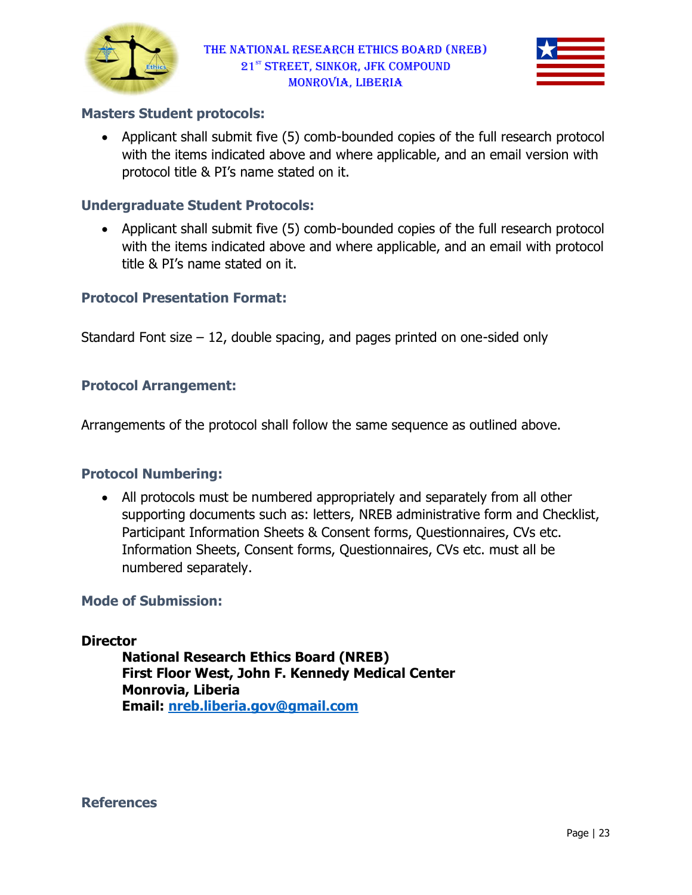### Masters Student protocols:

- Applicant shall submit five (5) comb-bounded copies of the full research protocol with the items indicated above and where applicable, and an email version with protocol title & PI's name stated on it.

### Undergraduate Student Protocols:

- Applicant shall submit five (5) comb-bounded copies of the full research protocol with the items indicated above and where applicable, and an email with protocol title & PI's name stated on it.

### Protocol Presentation Format:

Standard Font size – 12, double spacing, and pages printed on one-sided only

### Protocol Arrangement:

Arrangements of the protocol shall follow the same sequence as outlined above.

### Protocol Numbering:

- All protocols must be numbered appropriately and separately from all other supporting documents such as: letters, NREB administrative form and Checklist, Participant Information Sheets & Consent forms, Questionnaires, CVs etc. Information Sheets, Consent forms, Questionnaires, CVs etc. must all be numbered separately.

### Mode of Submission:

**Director**
**National Research Ethics Board (NREB)**
**First Floor West, John F. Kennedy Medical Center**
**Monrovia, Liberia**
**Email: nreb.liberia.gov@gmail.com**

### References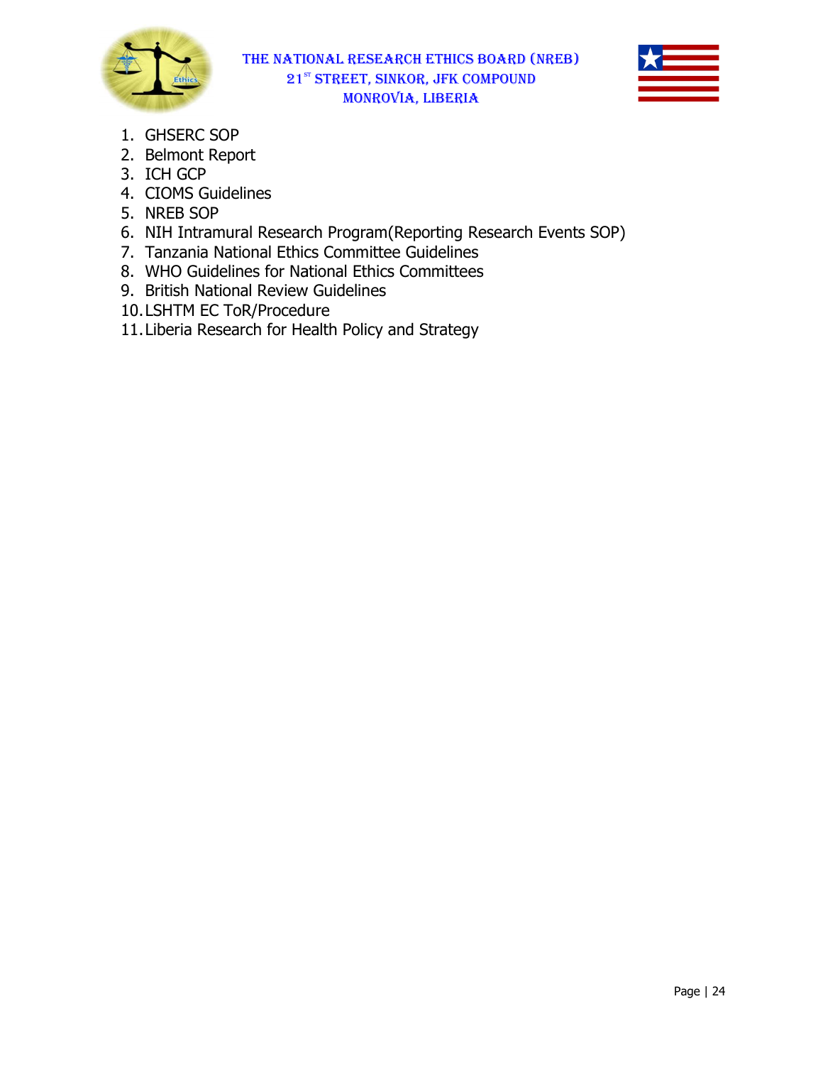1. GHSERC SOP
2. Belmont Report
3. ICH GCP
4. CIOMS Guidelines
5. NREB SOP
6. NIH Intramural Research Program(Reporting Research Events SOP)
7. Tanzania National Ethics Committee Guidelines
8. WHO Guidelines for National Ethics Committees
9. British National Review Guidelines
10. LSHTM EC ToR/Procedure
11. Liberia Research for Health Policy and Strategy